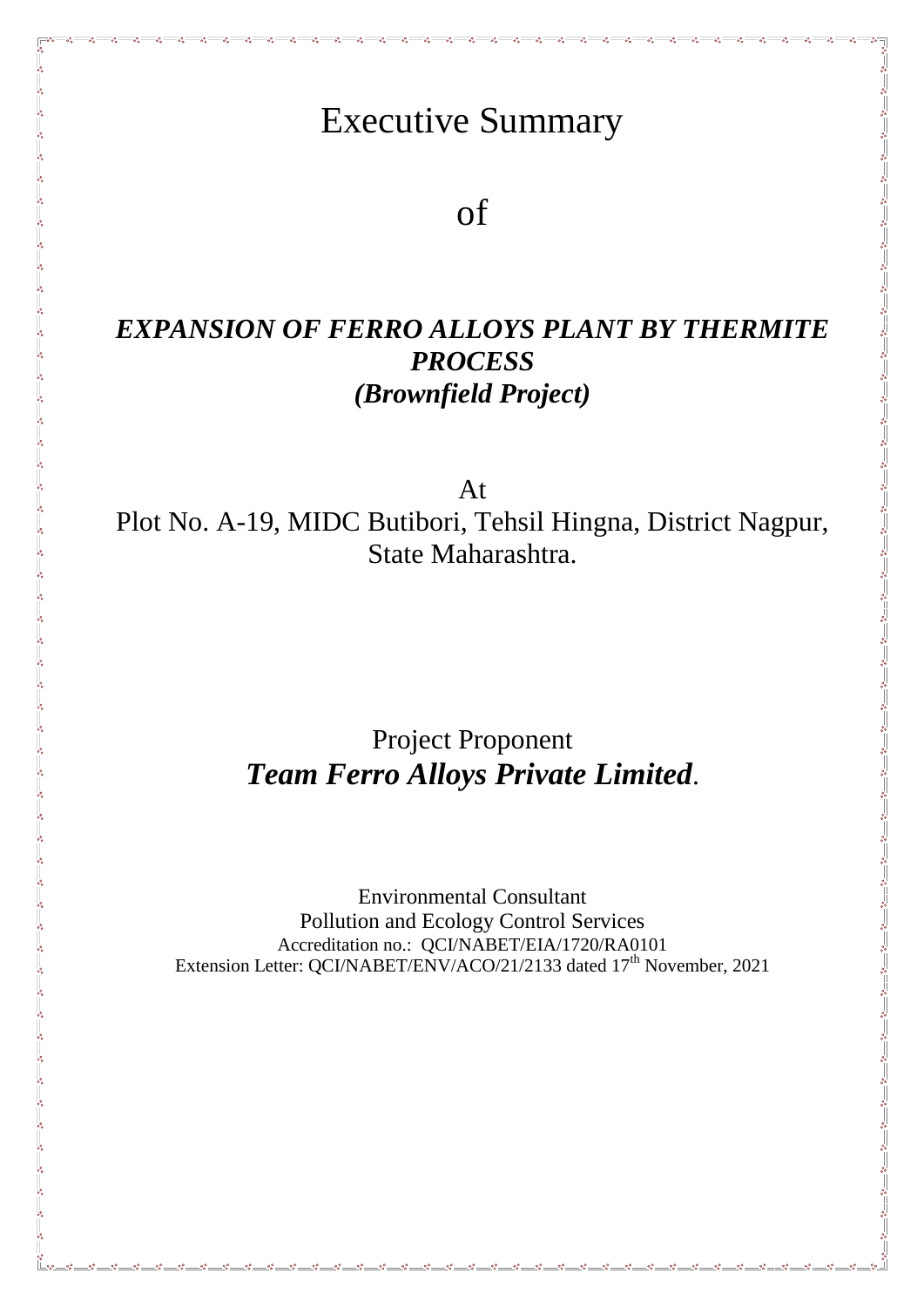# Executive Summary

# of

## *EXPANSION OF FERRO ALLOYS PLANT BY THERMITE PROCESS*
## *(Brownfield Project)*

At
Plot No. A-19, MIDC Butibori, Tehsil Hingna, District Nagpur, State Maharashtra.

Project Proponent
***Team Ferro Alloys Private Limited*.**

Environmental Consultant
Pollution and Ecology Control Services
Accreditation no.: QCI/NABET/EIA/1720/RA0101
Extension Letter: QCI/NABET/ENV/ACO/21/2133 dated 17$^{th}$ November, 2021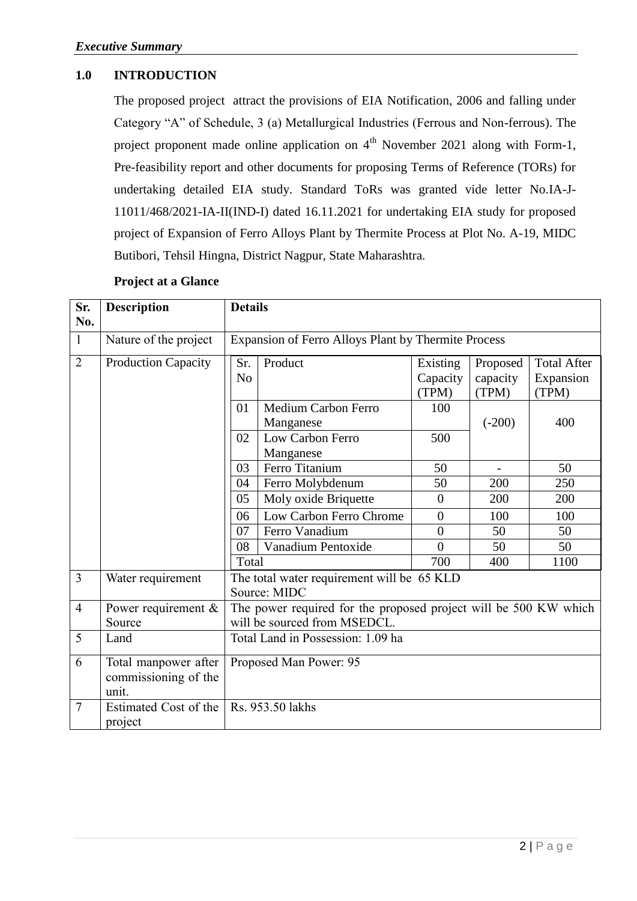*Executive Summary*

## 1.0 INTRODUCTION

The proposed project attract the provisions of EIA Notification, 2006 and falling under Category "A" of Schedule, 3 (a) Metallurgical Industries (Ferrous and Non-ferrous). The project proponent made online application on 4th November 2021 along with Form-1, Pre-feasibility report and other documents for proposing Terms of Reference (TORs) for undertaking detailed EIA study. Standard ToRs was granted vide letter No.IA-J-11011/468/2021-IA-II(IND-I) dated 16.11.2021 for undertaking EIA study for proposed project of Expansion of Ferro Alloys Plant by Thermite Process at Plot No. A-19, MIDC Butibori, Tehsil Hingna, District Nagpur, State Maharashtra.

**Project at a Glance**

| Sr. No. | Description | Details | | | | |
|---|---|---|---|---|---|---|
| 1 | Nature of the project | Expansion of Ferro Alloys Plant by Thermite Process | | | | |
| 2 | Production Capacity | Sr. No | Product | Existing Capacity (TPM) | Proposed capacity (TPM) | Total After Expansion (TPM) |
| | | 01 | Medium Carbon Ferro Manganese | 100 | (-200) | 400 |
| | | 02 | Low Carbon Ferro Manganese | 500 | | |
| | | 03 | Ferro Titanium | 50 | - | 50 |
| | | 04 | Ferro Molybdenum | 50 | 200 | 250 |
| | | 05 | Moly oxide Briquette | 0 | 200 | 200 |
| | | 06 | Low Carbon Ferro Chrome | 0 | 100 | 100 |
| | | 07 | Ferro Vanadium | 0 | 50 | 50 |
| | | 08 | Vanadium Pentoxide | 0 | 50 | 50 |
| | | Total | | 700 | 400 | 1100 |
| 3 | Water requirement | The total water requirement will be 65 KLD<br>Source: MIDC | | | | |
| 4 | Power requirement & Source | The power required for the proposed project will be 500 KW which will be sourced from MSEDCL. | | | | |
| 5 | Land | Total Land in Possession: 1.09 ha | | | | |
| 6 | Total manpower after commissioning of the unit. | Proposed Man Power: 95 | | | | |
| 7 | Estimated Cost of the project | Rs. 953.50 lakhs | | | | |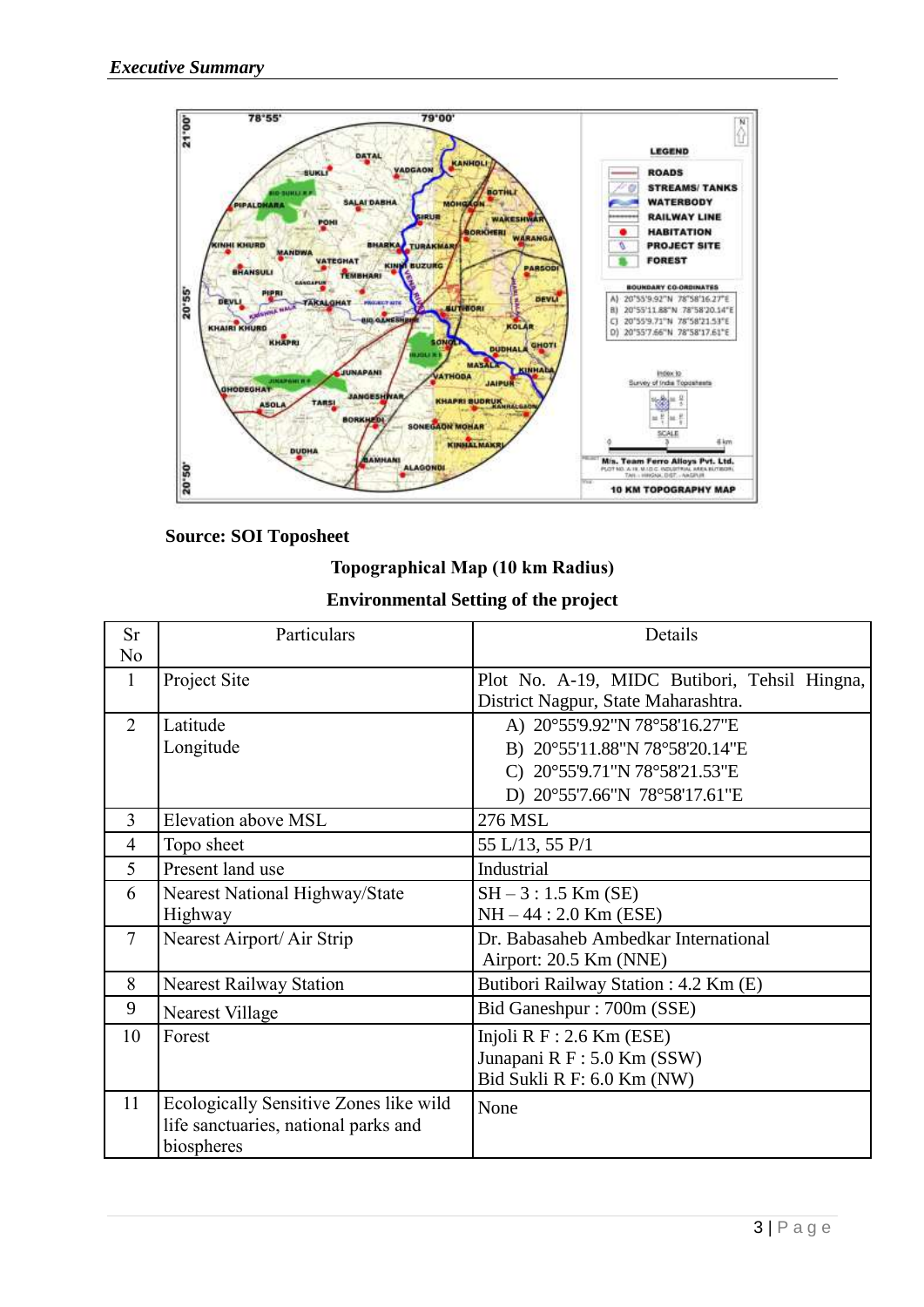**Source: SOI Toposheet**

**Topographical Map (10 km Radius)**

**Environmental Setting of the project**

| Sr No | Particulars | Details |
|---|---|---|
| 1 | Project Site | Plot No. A-19, MIDC Butibori, Tehsil Hingna, District Nagpur, State Maharashtra. |
| 2 | Latitude<br>Longitude | A) 20°55'9.92"N 78°58'16.27"E<br>B) 20°55'11.88"N 78°58'20.14"E<br>C) 20°55'9.71"N 78°58'21.53"E<br>D) 20°55'7.66"N 78°58'17.61"E |
| 3 | Elevation above MSL | 276 MSL |
| 4 | Topo sheet | 55 L/13, 55 P/1 |
| 5 | Present land use | Industrial |
| 6 | Nearest National Highway/State Highway | SH – 3 : 1.5 Km (SE)<br>NH – 44 : 2.0 Km (ESE) |
| 7 | Nearest Airport/ Air Strip | Dr. Babasaheb Ambedkar International Airport: 20.5 Km (NNE) |
| 8 | Nearest Railway Station | Butibori Railway Station : 4.2 Km (E) |
| 9 | Nearest Village | Bid Ganeshpur : 700m (SSE) |
| 10 | Forest | Injoli R F : 2.6 Km (ESE)<br>Junapani R F : 5.0 Km (SSW)<br>Bid Sukli R F: 6.0 Km (NW) |
| 11 | Ecologically Sensitive Zones like wild life sanctuaries, national parks and biospheres | None |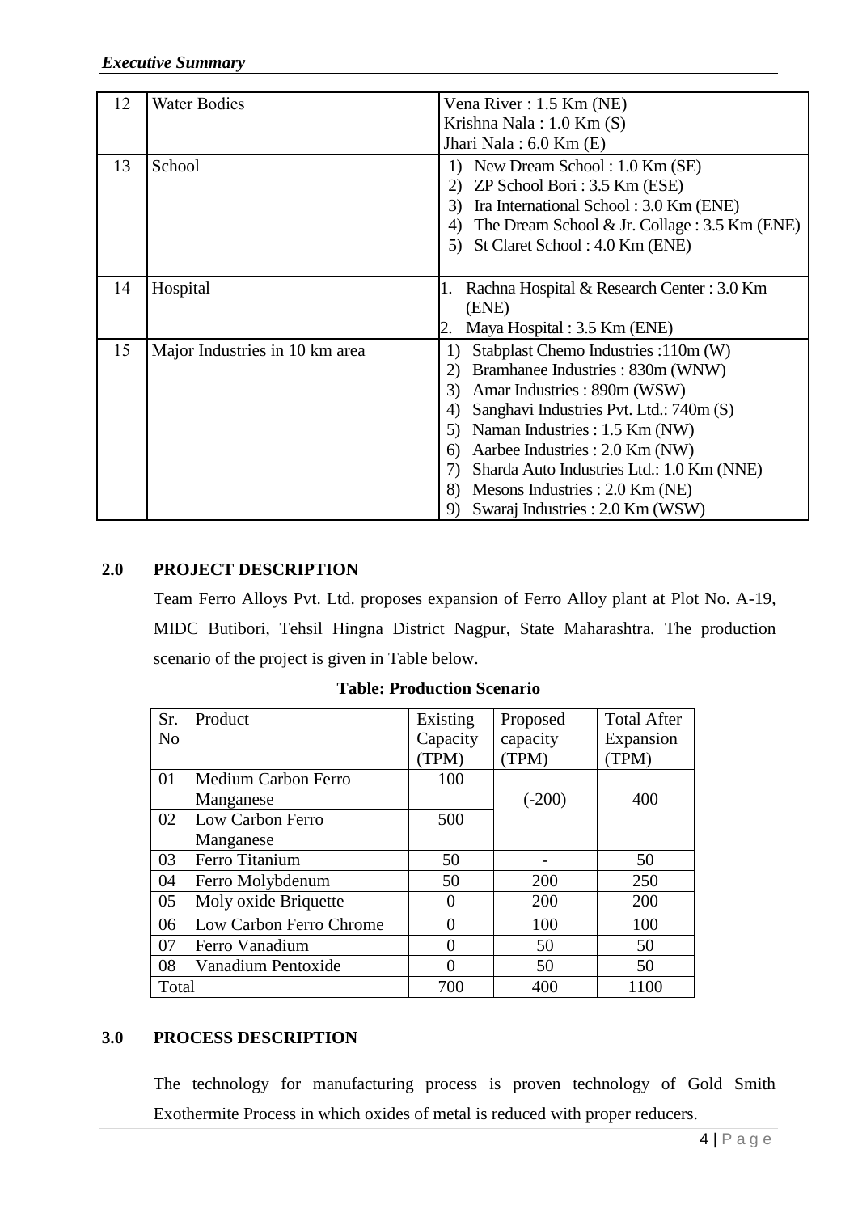| 12 | Water Bodies | Vena River : 1.5 Km (NE)<br>Krishna Nala : 1.0 Km (S)<br>Jhari Nala : 6.0 Km (E) |
|---|---|---|
| 13 | School | 1) New Dream School : 1.0 Km (SE)<br>2) ZP School Bori : 3.5 Km (ESE)<br>3) Ira International School : 3.0 Km (ENE)<br>4) The Dream School & Jr. Collage : 3.5 Km (ENE)<br>5) St Claret School : 4.0 Km (ENE) |
| 14 | Hospital | 1. Rachna Hospital & Research Center : 3.0 Km (ENE)<br>2. Maya Hospital : 3.5 Km (ENE) |
| 15 | Major Industries in 10 km area | 1) Stabplast Chemo Industries :110m (W)<br>2) Bramhanee Industries : 830m (WNW)<br>3) Amar Industries : 890m (WSW)<br>4) Sanghavi Industries Pvt. Ltd.: 740m (S)<br>5) Naman Industries : 1.5 Km (NW)<br>6) Aarbee Industries : 2.0 Km (NW)<br>7) Sharda Auto Industries Ltd.: 1.0 Km (NNE)<br>8) Mesons Industries : 2.0 Km (NE)<br>9) Swaraj Industries : 2.0 Km (WSW) |

## 2.0 PROJECT DESCRIPTION

Team Ferro Alloys Pvt. Ltd. proposes expansion of Ferro Alloy plant at Plot No. A-19, MIDC Butibori, Tehsil Hingna District Nagpur, State Maharashtra. The production scenario of the project is given in Table below.

**Table: Production Scenario**

| Sr. No | Product | Existing Capacity (TPM) | Proposed capacity (TPM) | Total After Expansion (TPM) |
|---|---|---|---|---|
| 01 | Medium Carbon Ferro Manganese | 100 | (-200) | 400 |
| 02 | Low Carbon Ferro Manganese | 500 | | |
| 03 | Ferro Titanium | 50 | - | 50 |
| 04 | Ferro Molybdenum | 50 | 200 | 250 |
| 05 | Moly oxide Briquette | 0 | 200 | 200 |
| 06 | Low Carbon Ferro Chrome | 0 | 100 | 100 |
| 07 | Ferro Vanadium | 0 | 50 | 50 |
| 08 | Vanadium Pentoxide | 0 | 50 | 50 |
| Total | | 700 | 400 | 1100 |

## 3.0 PROCESS DESCRIPTION

The technology for manufacturing process is proven technology of Gold Smith Exothermite Process in which oxides of metal is reduced with proper reducers.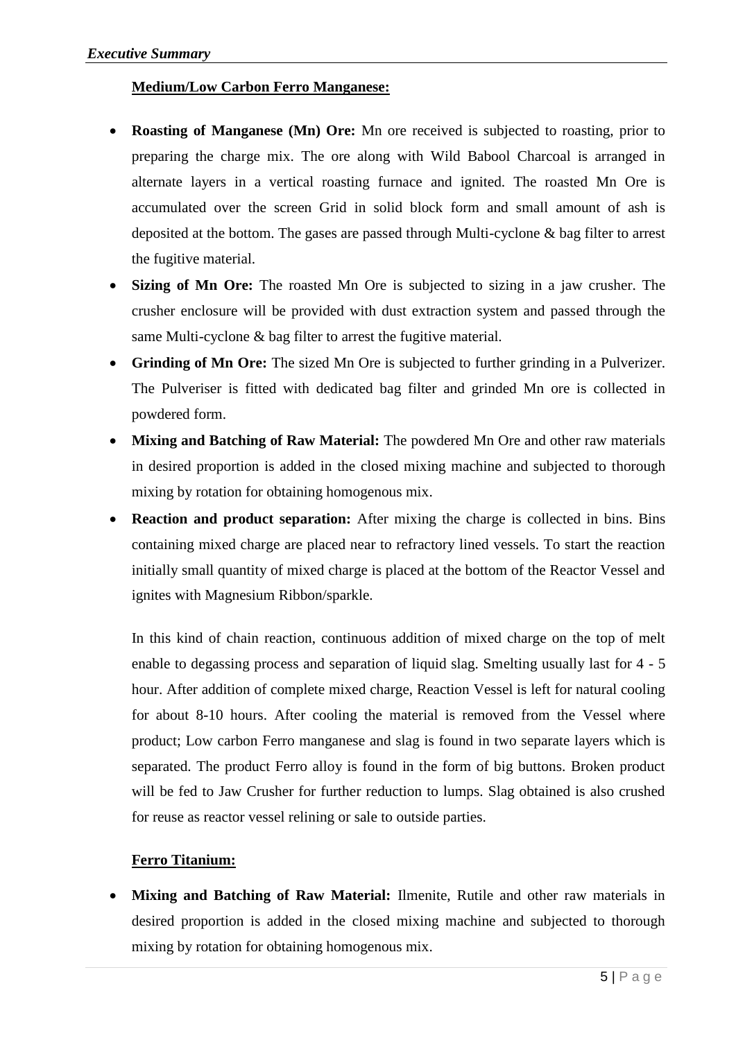**Medium/Low Carbon Ferro Manganese:**

- **Roasting of Manganese (Mn) Ore:** Mn ore received is subjected to roasting, prior to preparing the charge mix. The ore along with Wild Babool Charcoal is arranged in alternate layers in a vertical roasting furnace and ignited. The roasted Mn Ore is accumulated over the screen Grid in solid block form and small amount of ash is deposited at the bottom. The gases are passed through Multi-cyclone & bag filter to arrest the fugitive material.
- **Sizing of Mn Ore:** The roasted Mn Ore is subjected to sizing in a jaw crusher. The crusher enclosure will be provided with dust extraction system and passed through the same Multi-cyclone & bag filter to arrest the fugitive material.
- **Grinding of Mn Ore:** The sized Mn Ore is subjected to further grinding in a Pulverizer. The Pulveriser is fitted with dedicated bag filter and grinded Mn ore is collected in powdered form.
- **Mixing and Batching of Raw Material:** The powdered Mn Ore and other raw materials in desired proportion is added in the closed mixing machine and subjected to thorough mixing by rotation for obtaining homogenous mix.
- **Reaction and product separation:** After mixing the charge is collected in bins. Bins containing mixed charge are placed near to refractory lined vessels. To start the reaction initially small quantity of mixed charge is placed at the bottom of the Reactor Vessel and ignites with Magnesium Ribbon/sparkle.

  In this kind of chain reaction, continuous addition of mixed charge on the top of melt enable to degassing process and separation of liquid slag. Smelting usually last for 4 - 5 hour. After addition of complete mixed charge, Reaction Vessel is left for natural cooling for about 8-10 hours. After cooling the material is removed from the Vessel where product; Low carbon Ferro manganese and slag is found in two separate layers which is separated. The product Ferro alloy is found in the form of big buttons. Broken product will be fed to Jaw Crusher for further reduction to lumps. Slag obtained is also crushed for reuse as reactor vessel relining or sale to outside parties.

**Ferro Titanium:**

- **Mixing and Batching of Raw Material:** Ilmenite, Rutile and other raw materials in desired proportion is added in the closed mixing machine and subjected to thorough mixing by rotation for obtaining homogenous mix.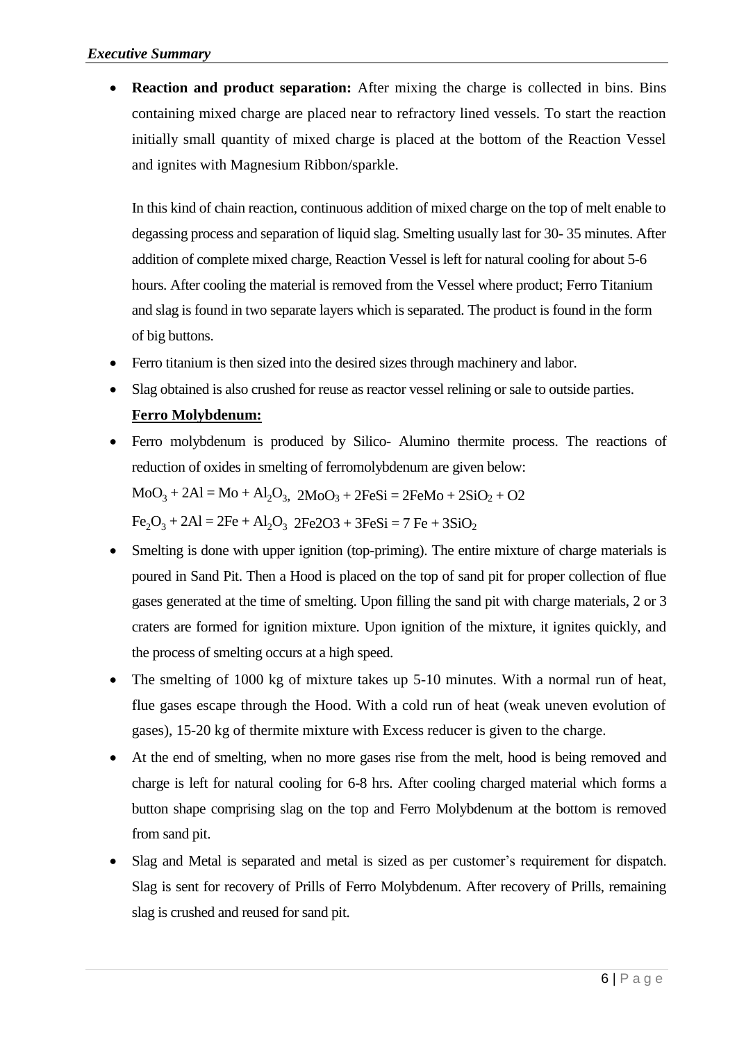- **Reaction and product separation:** After mixing the charge is collected in bins. Bins containing mixed charge are placed near to refractory lined vessels. To start the reaction initially small quantity of mixed charge is placed at the bottom of the Reaction Vessel and ignites with Magnesium Ribbon/sparkle.

  In this kind of chain reaction, continuous addition of mixed charge on the top of melt enable to degassing process and separation of liquid slag. Smelting usually last for 30- 35 minutes. After addition of complete mixed charge, Reaction Vessel is left for natural cooling for about 5-6 hours. After cooling the material is removed from the Vessel where product; Ferro Titanium and slag is found in two separate layers which is separated. The product is found in the form of big buttons.

- Ferro titanium is then sized into the desired sizes through machinery and labor.
- Slag obtained is also crushed for reuse as reactor vessel relining or sale to outside parties.

**Ferro Molybdenum:**

- Ferro molybdenum is produced by Silico- Alumino thermite process. The reactions of reduction of oxides in smelting of ferromolybdenum are given below:

  $MoO_3 + 2Al = Mo + Al_2O_3$, $2MoO_3 + 2FeSi = 2FeMo + 2SiO_2 + O2$

  $Fe_2O_3 + 2Al = 2Fe + Al_2O_3$ $2Fe2O3 + 3FeSi = 7\ Fe + 3SiO_2$

- Smelting is done with upper ignition (top-priming). The entire mixture of charge materials is poured in Sand Pit. Then a Hood is placed on the top of sand pit for proper collection of flue gases generated at the time of smelting. Upon filling the sand pit with charge materials, 2 or 3 craters are formed for ignition mixture. Upon ignition of the mixture, it ignites quickly, and the process of smelting occurs at a high speed.
- The smelting of 1000 kg of mixture takes up 5-10 minutes. With a normal run of heat, flue gases escape through the Hood. With a cold run of heat (weak uneven evolution of gases), 15-20 kg of thermite mixture with Excess reducer is given to the charge.
- At the end of smelting, when no more gases rise from the melt, hood is being removed and charge is left for natural cooling for 6-8 hrs. After cooling charged material which forms a button shape comprising slag on the top and Ferro Molybdenum at the bottom is removed from sand pit.
- Slag and Metal is separated and metal is sized as per customer's requirement for dispatch. Slag is sent for recovery of Prills of Ferro Molybdenum. After recovery of Prills, remaining slag is crushed and reused for sand pit.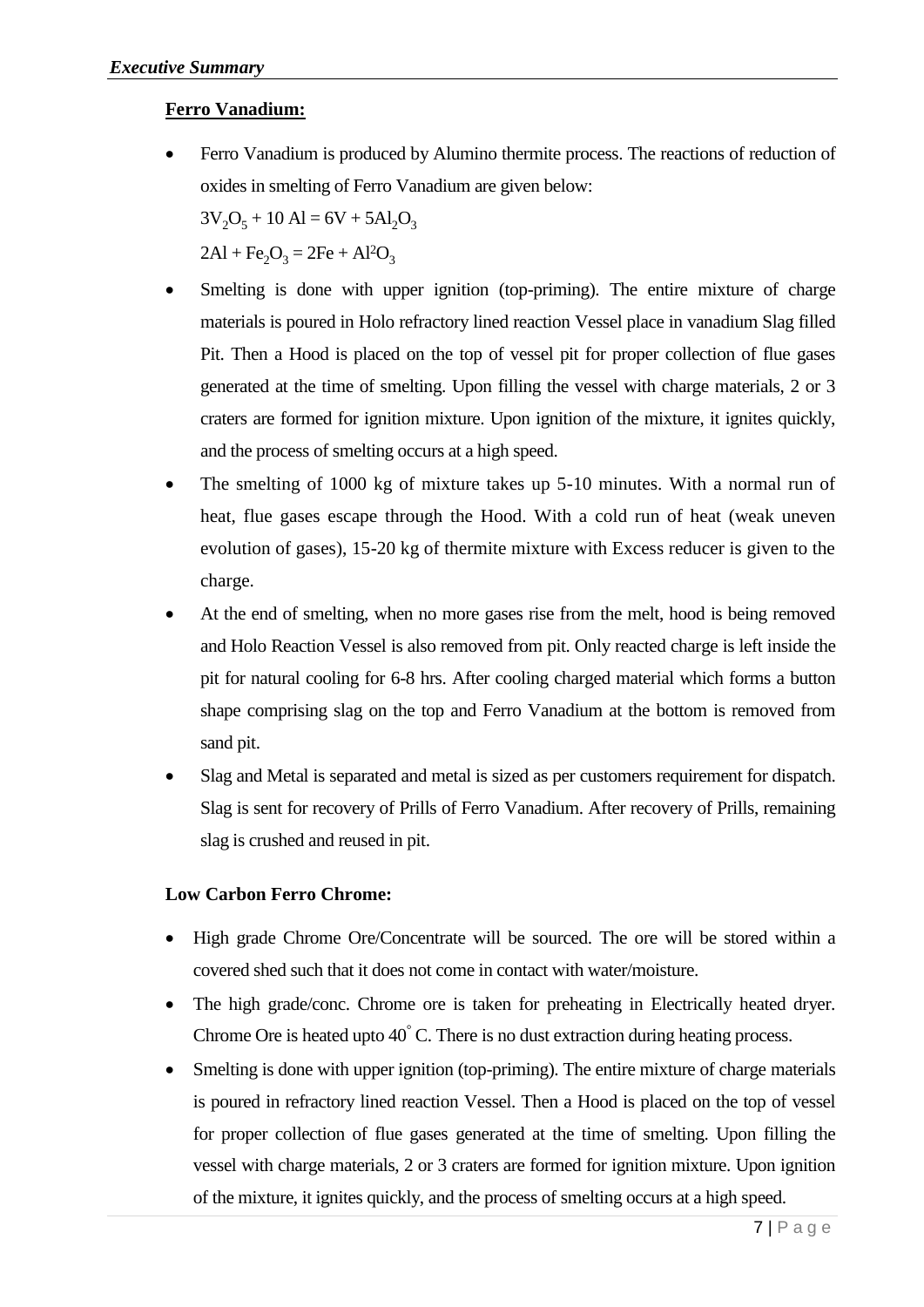**Ferro Vanadium:**

- Ferro Vanadium is produced by Alumino thermite process. The reactions of reduction of oxides in smelting of Ferro Vanadium are given below:

  $3V_2O_5 + 10\ Al = 6V + 5Al_2O_3$

  $2Al + Fe_2O_3 = 2Fe + Al^2O_3$

- Smelting is done with upper ignition (top-priming). The entire mixture of charge materials is poured in Holo refractory lined reaction Vessel place in vanadium Slag filled Pit. Then a Hood is placed on the top of vessel pit for proper collection of flue gases generated at the time of smelting. Upon filling the vessel with charge materials, 2 or 3 craters are formed for ignition mixture. Upon ignition of the mixture, it ignites quickly, and the process of smelting occurs at a high speed.
- The smelting of 1000 kg of mixture takes up 5-10 minutes. With a normal run of heat, flue gases escape through the Hood. With a cold run of heat (weak uneven evolution of gases), 15-20 kg of thermite mixture with Excess reducer is given to the charge.
- At the end of smelting, when no more gases rise from the melt, hood is being removed and Holo Reaction Vessel is also removed from pit. Only reacted charge is left inside the pit for natural cooling for 6-8 hrs. After cooling charged material which forms a button shape comprising slag on the top and Ferro Vanadium at the bottom is removed from sand pit.
- Slag and Metal is separated and metal is sized as per customers requirement for dispatch. Slag is sent for recovery of Prills of Ferro Vanadium. After recovery of Prills, remaining slag is crushed and reused in pit.

**Low Carbon Ferro Chrome:**

- High grade Chrome Ore/Concentrate will be sourced. The ore will be stored within a covered shed such that it does not come in contact with water/moisture.
- The high grade/conc. Chrome ore is taken for preheating in Electrically heated dryer. Chrome Ore is heated upto 40° C. There is no dust extraction during heating process.
- Smelting is done with upper ignition (top-priming). The entire mixture of charge materials is poured in refractory lined reaction Vessel. Then a Hood is placed on the top of vessel for proper collection of flue gases generated at the time of smelting. Upon filling the vessel with charge materials, 2 or 3 craters are formed for ignition mixture. Upon ignition of the mixture, it ignites quickly, and the process of smelting occurs at a high speed.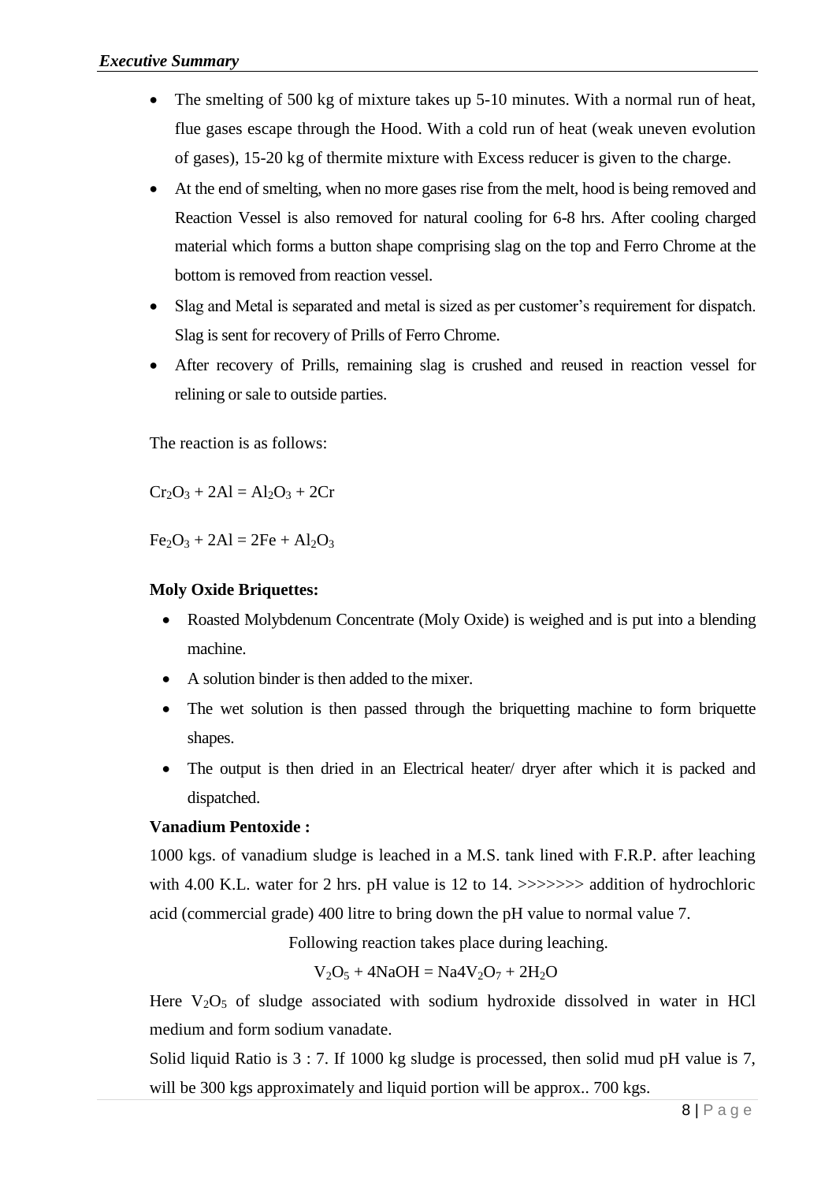- The smelting of 500 kg of mixture takes up 5-10 minutes. With a normal run of heat, flue gases escape through the Hood. With a cold run of heat (weak uneven evolution of gases), 15-20 kg of thermite mixture with Excess reducer is given to the charge.
- At the end of smelting, when no more gases rise from the melt, hood is being removed and Reaction Vessel is also removed for natural cooling for 6-8 hrs. After cooling charged material which forms a button shape comprising slag on the top and Ferro Chrome at the bottom is removed from reaction vessel.
- Slag and Metal is separated and metal is sized as per customer's requirement for dispatch. Slag is sent for recovery of Prills of Ferro Chrome.
- After recovery of Prills, remaining slag is crushed and reused in reaction vessel for relining or sale to outside parties.

The reaction is as follows:

$Cr_2O_3 + 2Al = Al_2O_3 + 2Cr$

$Fe_2O_3 + 2Al = 2Fe + Al_2O_3$

**Moly Oxide Briquettes:**

- Roasted Molybdenum Concentrate (Moly Oxide) is weighed and is put into a blending machine.
- A solution binder is then added to the mixer.
- The wet solution is then passed through the briquetting machine to form briquette shapes.
- The output is then dried in an Electrical heater/ dryer after which it is packed and dispatched.

**Vanadium Pentoxide :**

1000 kgs. of vanadium sludge is leached in a M.S. tank lined with F.R.P. after leaching with 4.00 K.L. water for 2 hrs. pH value is 12 to 14. >>>>>>> addition of hydrochloric acid (commercial grade) 400 litre to bring down the pH value to normal value 7.

Following reaction takes place during leaching.

$$V_2O_5 + 4NaOH = Na4V_2O_7 + 2H_2O$$

Here $V_2O_5$ of sludge associated with sodium hydroxide dissolved in water in HCl medium and form sodium vanadate.

Solid liquid Ratio is 3 : 7. If 1000 kg sludge is processed, then solid mud pH value is 7, will be 300 kgs approximately and liquid portion will be approx.. 700 kgs.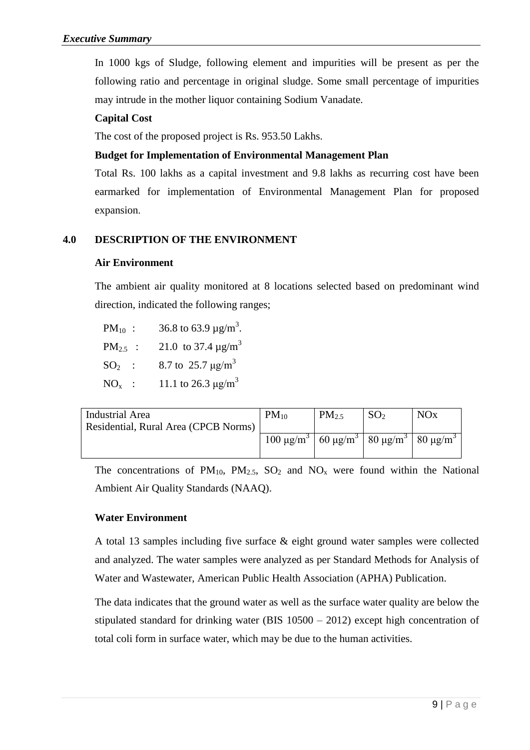In 1000 kgs of Sludge, following element and impurities will be present as per the following ratio and percentage in original sludge. Some small percentage of impurities may intrude in the mother liquor containing Sodium Vanadate.

**Capital Cost**

The cost of the proposed project is Rs. 953.50 Lakhs.

**Budget for Implementation of Environmental Management Plan**

Total Rs. 100 lakhs as a capital investment and 9.8 lakhs as recurring cost have been earmarked for implementation of Environmental Management Plan for proposed expansion.

## 4.0 DESCRIPTION OF THE ENVIRONMENT

**Air Environment**

The ambient air quality monitored at 8 locations selected based on predominant wind direction, indicated the following ranges;

$PM_{10}$ : 36.8 to 63.9 $\mu g/m^3$.

$PM_{2.5}$ : 21.0 to 37.4 $\mu g/m^3$

$SO_2$ : 8.7 to 25.7 $\mu g/m^3$

$NO_x$ : 11.1 to 26.3 $\mu g/m^3$

| Industrial Area Residential, Rural Area (CPCB Norms) | $PM_{10}$ | $PM_{2.5}$ | $SO_2$ | NOx |
|---|---|---|---|---|
| | 100 $\mu g/m^3$ | 60 $\mu g/m^3$ | 80 $\mu g/m^3$ | 80 $\mu g/m^3$ |

The concentrations of $PM_{10}$, $PM_{2.5}$, $SO_2$ and $NO_x$ were found within the National Ambient Air Quality Standards (NAAQ).

**Water Environment**

A total 13 samples including five surface & eight ground water samples were collected and analyzed. The water samples were analyzed as per Standard Methods for Analysis of Water and Wastewater, American Public Health Association (APHA) Publication.

The data indicates that the ground water as well as the surface water quality are below the stipulated standard for drinking water (BIS 10500 – 2012) except high concentration of total coli form in surface water, which may be due to the human activities.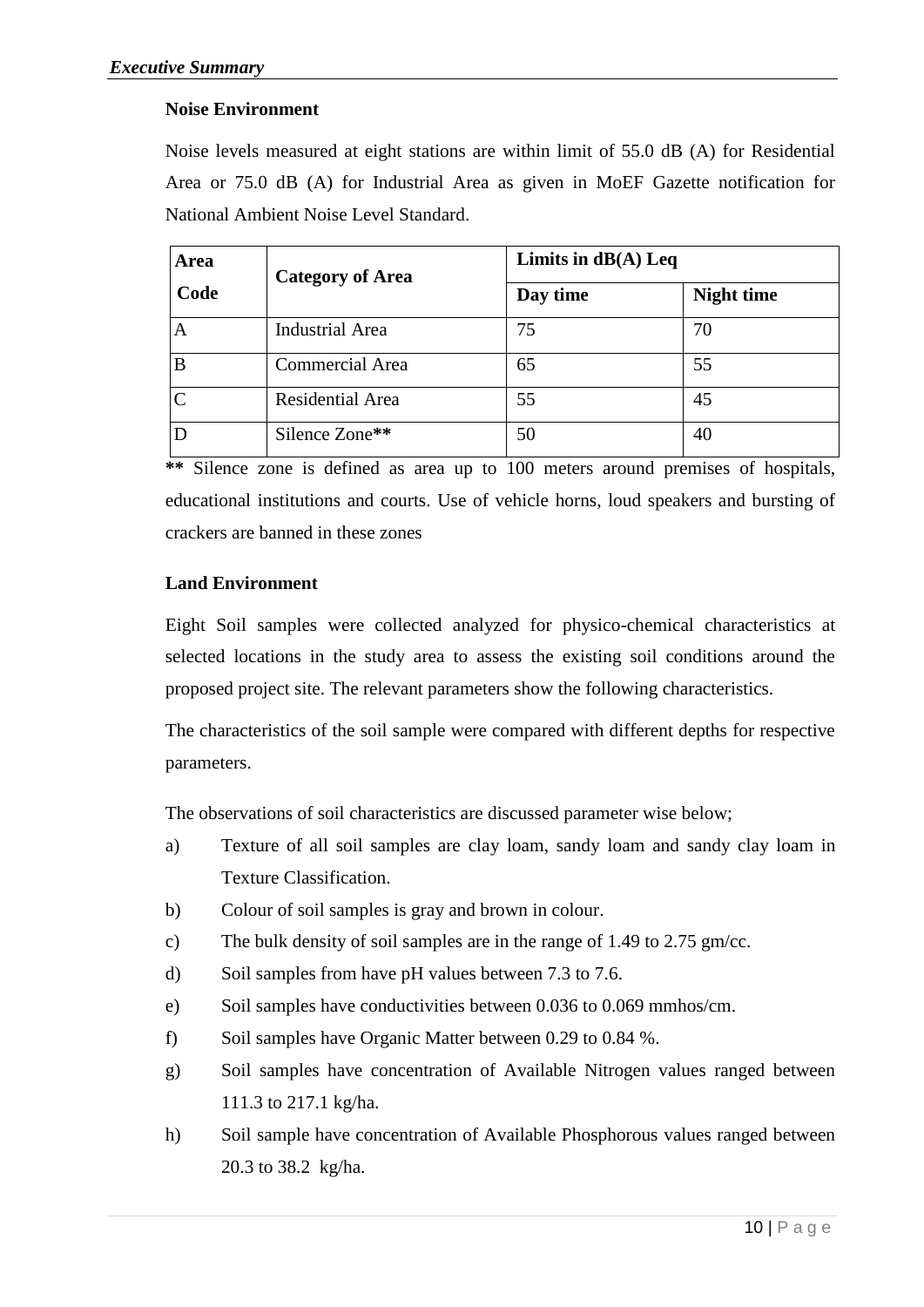**Noise Environment**

Noise levels measured at eight stations are within limit of 55.0 dB (A) for Residential Area or 75.0 dB (A) for Industrial Area as given in MoEF Gazette notification for National Ambient Noise Level Standard.

| Area Code | Category of Area | Limits in dB(A) Leq | |
|---|---|---|---|
| | | Day time | Night time |
| A | Industrial Area | 75 | 70 |
| B | Commercial Area | 65 | 55 |
| C | Residential Area | 55 | 45 |
| D | Silence Zone** | 50 | 40 |

** Silence zone is defined as area up to 100 meters around premises of hospitals, educational institutions and courts. Use of vehicle horns, loud speakers and bursting of crackers are banned in these zones

**Land Environment**

Eight Soil samples were collected analyzed for physico-chemical characteristics at selected locations in the study area to assess the existing soil conditions around the proposed project site. The relevant parameters show the following characteristics.

The characteristics of the soil sample were compared with different depths for respective parameters.

The observations of soil characteristics are discussed parameter wise below;

a) Texture of all soil samples are clay loam, sandy loam and sandy clay loam in Texture Classification.
b) Colour of soil samples is gray and brown in colour.
c) The bulk density of soil samples are in the range of 1.49 to 2.75 gm/cc.
d) Soil samples from have pH values between 7.3 to 7.6.
e) Soil samples have conductivities between 0.036 to 0.069 mmhos/cm.
f) Soil samples have Organic Matter between 0.29 to 0.84 %.
g) Soil samples have concentration of Available Nitrogen values ranged between 111.3 to 217.1 kg/ha.
h) Soil sample have concentration of Available Phosphorous values ranged between 20.3 to 38.2 kg/ha.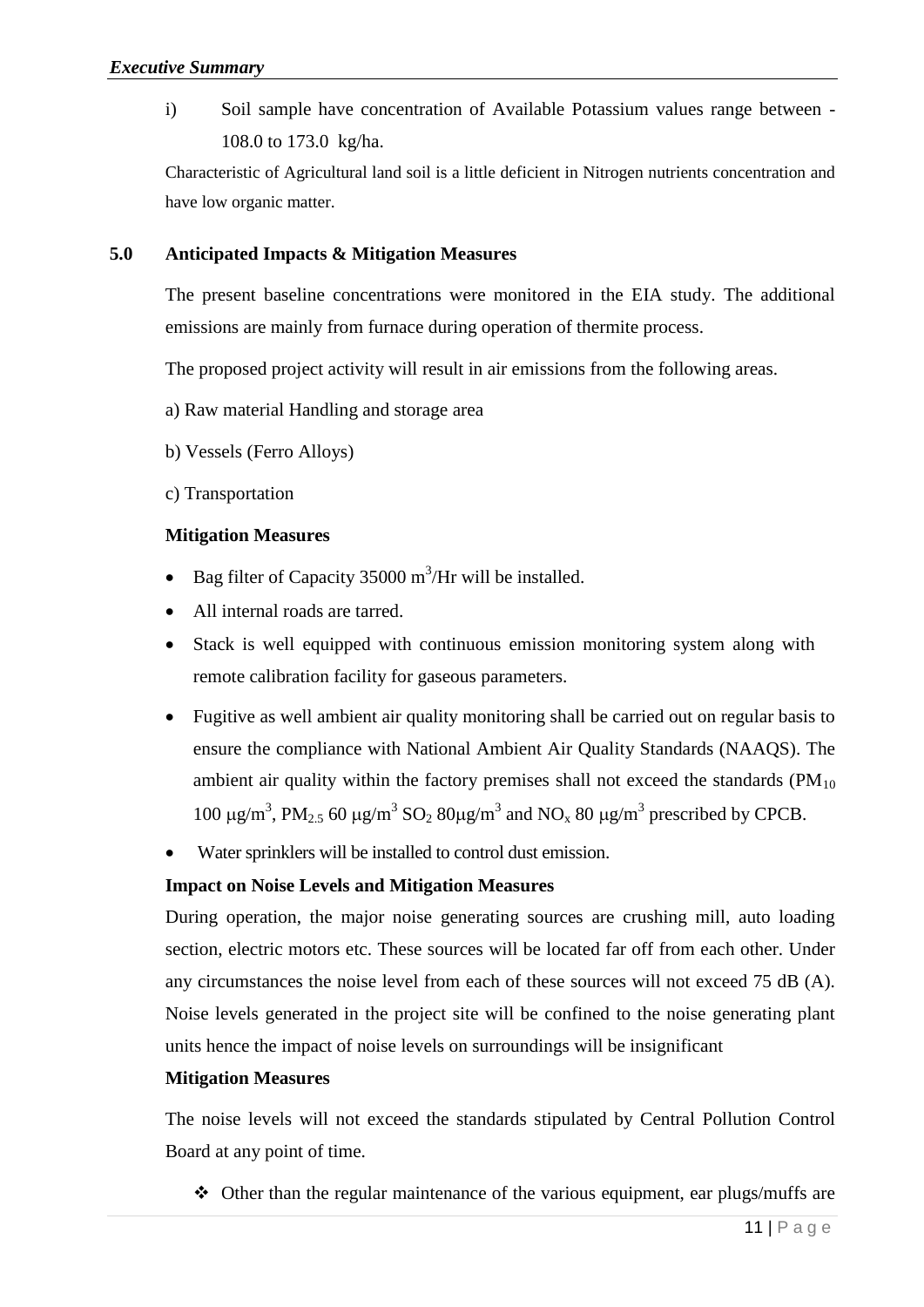i) Soil sample have concentration of Available Potassium values range between - 108.0 to 173.0 kg/ha.

Characteristic of Agricultural land soil is a little deficient in Nitrogen nutrients concentration and have low organic matter.

## 5.0 Anticipated Impacts & Mitigation Measures

The present baseline concentrations were monitored in the EIA study. The additional emissions are mainly from furnace during operation of thermite process.

The proposed project activity will result in air emissions from the following areas.

a) Raw material Handling and storage area

b) Vessels (Ferro Alloys)

c) Transportation

**Mitigation Measures**

- Bag filter of Capacity 35000 $m^3$/Hr will be installed.
- All internal roads are tarred.
- Stack is well equipped with continuous emission monitoring system along with remote calibration facility for gaseous parameters.
- Fugitive as well ambient air quality monitoring shall be carried out on regular basis to ensure the compliance with National Ambient Air Quality Standards (NAAQS). The ambient air quality within the factory premises shall not exceed the standards ($PM_{10}$ 100 $\mu g/m^3$, $PM_{2.5}$ 60 $\mu g/m^3$ $SO_2$ 80$\mu g/m^3$ and $NO_x$ 80 $\mu g/m^3$ prescribed by CPCB.
- Water sprinklers will be installed to control dust emission.

**Impact on Noise Levels and Mitigation Measures**

During operation, the major noise generating sources are crushing mill, auto loading section, electric motors etc. These sources will be located far off from each other. Under any circumstances the noise level from each of these sources will not exceed 75 dB (A). Noise levels generated in the project site will be confined to the noise generating plant units hence the impact of noise levels on surroundings will be insignificant

**Mitigation Measures**

The noise levels will not exceed the standards stipulated by Central Pollution Control Board at any point of time.

- Other than the regular maintenance of the various equipment, ear plugs/muffs are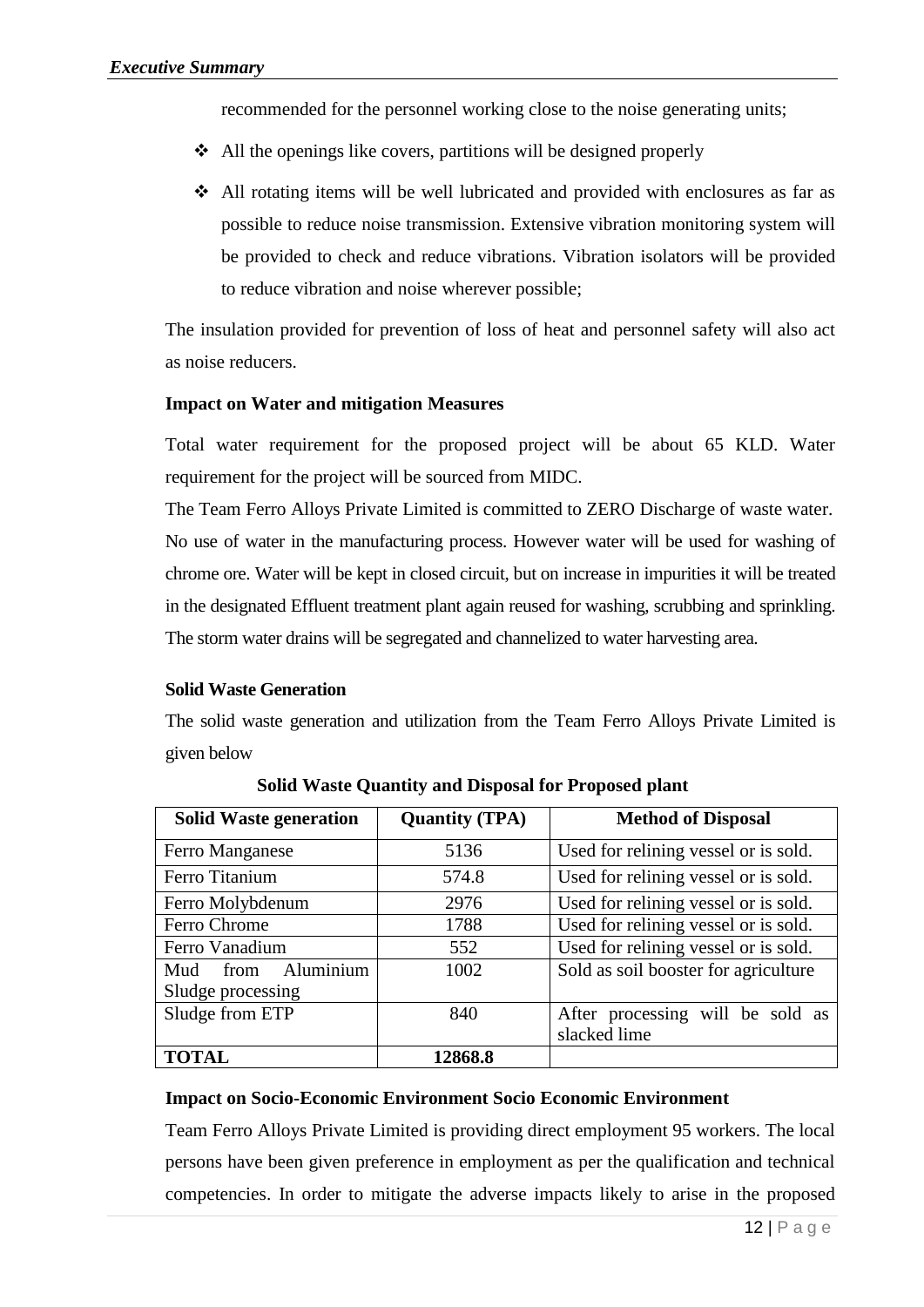recommended for the personnel working close to the noise generating units;

- All the openings like covers, partitions will be designed properly
- All rotating items will be well lubricated and provided with enclosures as far as possible to reduce noise transmission. Extensive vibration monitoring system will be provided to check and reduce vibrations. Vibration isolators will be provided to reduce vibration and noise wherever possible;

The insulation provided for prevention of loss of heat and personnel safety will also act as noise reducers.

**Impact on Water and mitigation Measures**

Total water requirement for the proposed project will be about 65 KLD. Water requirement for the project will be sourced from MIDC.

The Team Ferro Alloys Private Limited is committed to ZERO Discharge of waste water. No use of water in the manufacturing process. However water will be used for washing of chrome ore. Water will be kept in closed circuit, but on increase in impurities it will be treated in the designated Effluent treatment plant again reused for washing, scrubbing and sprinkling. The storm water drains will be segregated and channelized to water harvesting area.

**Solid Waste Generation**

The solid waste generation and utilization from the Team Ferro Alloys Private Limited is given below

**Solid Waste Quantity and Disposal for Proposed plant**

| Solid Waste generation | Quantity (TPA) | Method of Disposal |
|---|---|---|
| Ferro Manganese | 5136 | Used for relining vessel or is sold. |
| Ferro Titanium | 574.8 | Used for relining vessel or is sold. |
| Ferro Molybdenum | 2976 | Used for relining vessel or is sold. |
| Ferro Chrome | 1788 | Used for relining vessel or is sold. |
| Ferro Vanadium | 552 | Used for relining vessel or is sold. |
| Mud from Aluminium Sludge processing | 1002 | Sold as soil booster for agriculture |
| Sludge from ETP | 840 | After processing will be sold as slacked lime |
| **TOTAL** | **12868.8** | |

**Impact on Socio-Economic Environment Socio Economic Environment**

Team Ferro Alloys Private Limited is providing direct employment 95 workers. The local persons have been given preference in employment as per the qualification and technical competencies. In order to mitigate the adverse impacts likely to arise in the proposed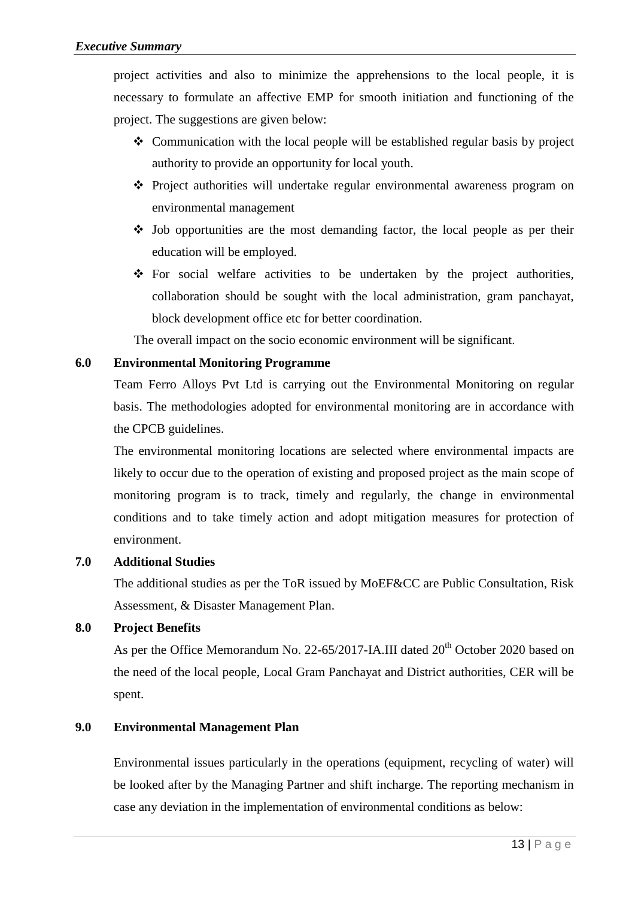project activities and also to minimize the apprehensions to the local people, it is necessary to formulate an affective EMP for smooth initiation and functioning of the project. The suggestions are given below:

- Communication with the local people will be established regular basis by project authority to provide an opportunity for local youth.
- Project authorities will undertake regular environmental awareness program on environmental management
- Job opportunities are the most demanding factor, the local people as per their education will be employed.
- For social welfare activities to be undertaken by the project authorities, collaboration should be sought with the local administration, gram panchayat, block development office etc for better coordination.

The overall impact on the socio economic environment will be significant.

## 6.0 Environmental Monitoring Programme

Team Ferro Alloys Pvt Ltd is carrying out the Environmental Monitoring on regular basis. The methodologies adopted for environmental monitoring are in accordance with the CPCB guidelines.

The environmental monitoring locations are selected where environmental impacts are likely to occur due to the operation of existing and proposed project as the main scope of monitoring program is to track, timely and regularly, the change in environmental conditions and to take timely action and adopt mitigation measures for protection of environment.

## 7.0 Additional Studies

The additional studies as per the ToR issued by MoEF&CC are Public Consultation, Risk Assessment, & Disaster Management Plan.

## 8.0 Project Benefits

As per the Office Memorandum No. 22-65/2017-IA.III dated 20th October 2020 based on the need of the local people, Local Gram Panchayat and District authorities, CER will be spent.

## 9.0 Environmental Management Plan

Environmental issues particularly in the operations (equipment, recycling of water) will be looked after by the Managing Partner and shift incharge. The reporting mechanism in case any deviation in the implementation of environmental conditions as below: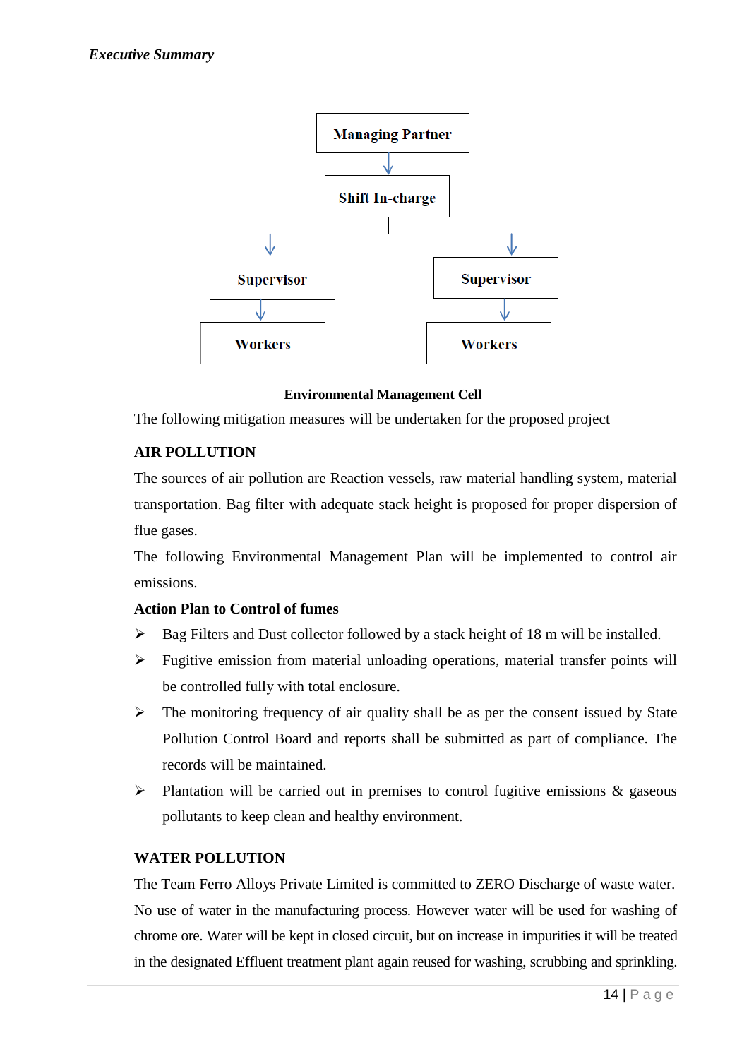Managing Partner

↓

Shift In-charge

↓ ↓

Supervisor | Supervisor

↓ ↓

Workers | Workers

**Environmental Management Cell**

The following mitigation measures will be undertaken for the proposed project

**AIR POLLUTION**

The sources of air pollution are Reaction vessels, raw material handling system, material transportation. Bag filter with adequate stack height is proposed for proper dispersion of flue gases.

The following Environmental Management Plan will be implemented to control air emissions.

**Action Plan to Control of fumes**

- Bag Filters and Dust collector followed by a stack height of 18 m will be installed.
- Fugitive emission from material unloading operations, material transfer points will be controlled fully with total enclosure.
- The monitoring frequency of air quality shall be as per the consent issued by State Pollution Control Board and reports shall be submitted as part of compliance. The records will be maintained.
- Plantation will be carried out in premises to control fugitive emissions & gaseous pollutants to keep clean and healthy environment.

**WATER POLLUTION**

The Team Ferro Alloys Private Limited is committed to ZERO Discharge of waste water. No use of water in the manufacturing process. However water will be used for washing of chrome ore. Water will be kept in closed circuit, but on increase in impurities it will be treated in the designated Effluent treatment plant again reused for washing, scrubbing and sprinkling.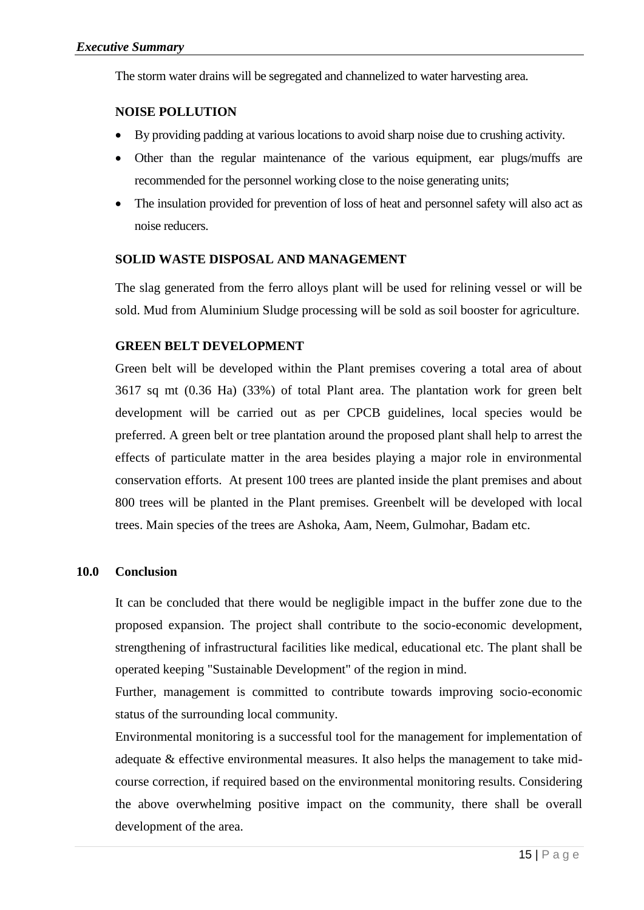The storm water drains will be segregated and channelized to water harvesting area.

### NOISE POLLUTION

- By providing padding at various locations to avoid sharp noise due to crushing activity.
- Other than the regular maintenance of the various equipment, ear plugs/muffs are recommended for the personnel working close to the noise generating units;
- The insulation provided for prevention of loss of heat and personnel safety will also act as noise reducers.

### SOLID WASTE DISPOSAL AND MANAGEMENT

The slag generated from the ferro alloys plant will be used for relining vessel or will be sold. Mud from Aluminium Sludge processing will be sold as soil booster for agriculture.

### GREEN BELT DEVELOPMENT

Green belt will be developed within the Plant premises covering a total area of about 3617 sq mt (0.36 Ha) (33%) of total Plant area. The plantation work for green belt development will be carried out as per CPCB guidelines, local species would be preferred. A green belt or tree plantation around the proposed plant shall help to arrest the effects of particulate matter in the area besides playing a major role in environmental conservation efforts. At present 100 trees are planted inside the plant premises and about 800 trees will be planted in the Plant premises. Greenbelt will be developed with local trees. Main species of the trees are Ashoka, Aam, Neem, Gulmohar, Badam etc.

## 10.0 Conclusion

It can be concluded that there would be negligible impact in the buffer zone due to the proposed expansion. The project shall contribute to the socio-economic development, strengthening of infrastructural facilities like medical, educational etc. The plant shall be operated keeping "Sustainable Development" of the region in mind.

Further, management is committed to contribute towards improving socio-economic status of the surrounding local community.

Environmental monitoring is a successful tool for the management for implementation of adequate & effective environmental measures. It also helps the management to take mid-course correction, if required based on the environmental monitoring results. Considering the above overwhelming positive impact on the community, there shall be overall development of the area.